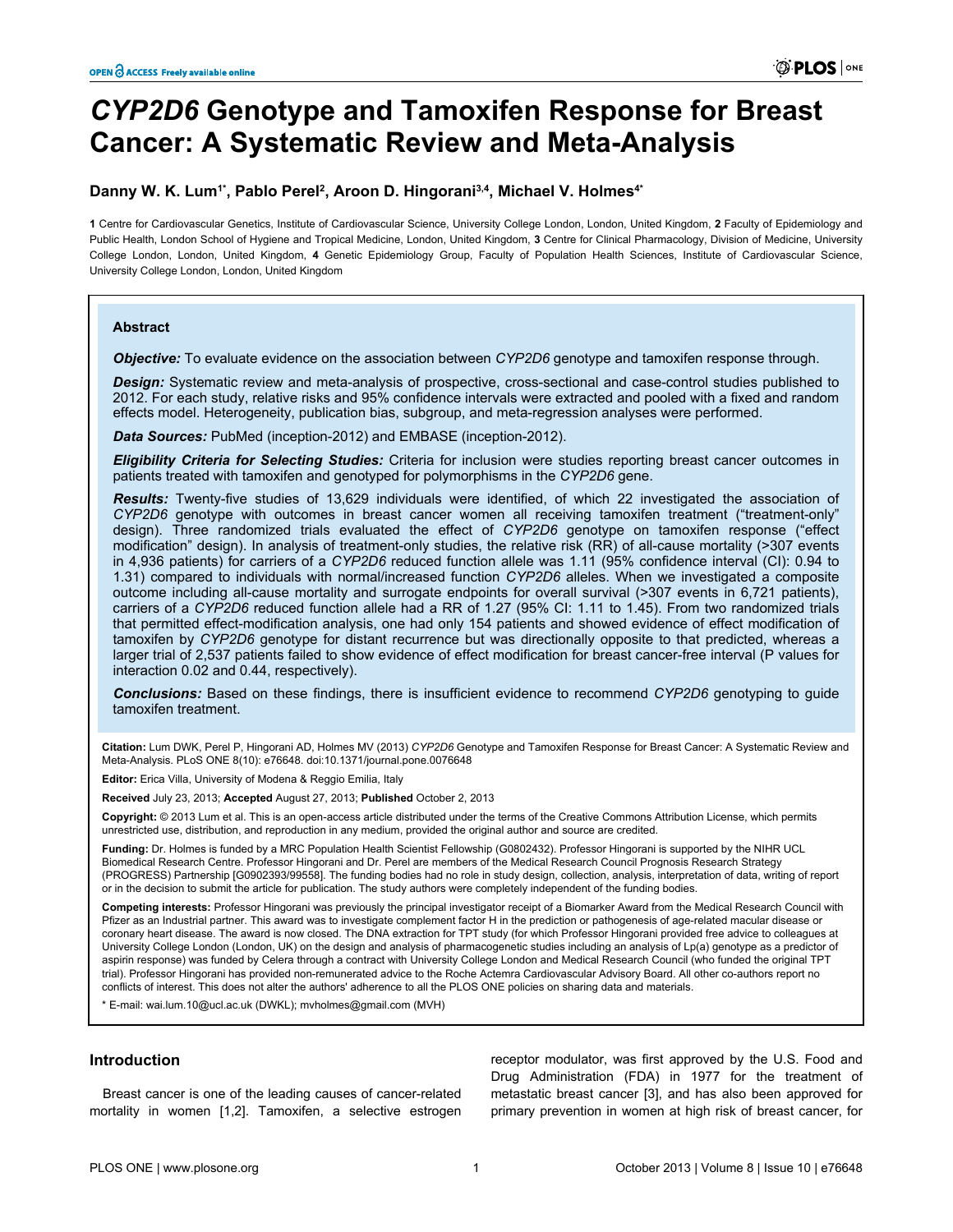# *CYP2D6* Genotype and Tamoxifen Response for Breast Cancer: A Systematic Review and Meta-Analysis

**Danny W. K. Lum[1*], Pablo Perel[2], Aroon D. Hingorani[3,4], Michael V. Holmes[4*]**

**1** Centre for Cardiovascular Genetics, Institute of Cardiovascular Science, University College London, London, United Kingdom, **2** Faculty of Epidemiology and Public Health, London School of Hygiene and Tropical Medicine, London, United Kingdom, **3** Centre for Clinical Pharmacology, Division of Medicine, University College London, London, United Kingdom, **4** Genetic Epidemiology Group, Faculty of Population Health Sciences, Institute of Cardiovascular Science, University College London, London, United Kingdom

## Abstract

***Objective:*** To evaluate evidence on the association between *CYP2D6* genotype and tamoxifen response through.

***Design:*** Systematic review and meta-analysis of prospective, cross-sectional and case-control studies published to 2012. For each study, relative risks and 95% confidence intervals were extracted and pooled with a fixed and random effects model. Heterogeneity, publication bias, subgroup, and meta-regression analyses were performed.

***Data Sources:*** PubMed (inception-2012) and EMBASE (inception-2012).

***Eligibility Criteria for Selecting Studies:*** Criteria for inclusion were studies reporting breast cancer outcomes in patients treated with tamoxifen and genotyped for polymorphisms in the *CYP2D6* gene.

***Results:*** Twenty-five studies of 13,629 individuals were identified, of which 22 investigated the association of *CYP2D6* genotype with outcomes in breast cancer women all receiving tamoxifen treatment ("treatment-only" design). Three randomized trials evaluated the effect of *CYP2D6* genotype on tamoxifen response ("effect modification" design). In analysis of treatment-only studies, the relative risk (RR) of all-cause mortality (>307 events in 4,936 patients) for carriers of a *CYP2D6* reduced function allele was 1.11 (95% confidence interval (CI): 0.94 to 1.31) compared to individuals with normal/increased function *CYP2D6* alleles. When we investigated a composite outcome including all-cause mortality and surrogate endpoints for overall survival (>307 events in 6,721 patients), carriers of a *CYP2D6* reduced function allele had a RR of 1.27 (95% CI: 1.11 to 1.45). From two randomized trials that permitted effect-modification analysis, one had only 154 patients and showed evidence of effect modification of tamoxifen by *CYP2D6* genotype for distant recurrence but was directionally opposite to that predicted, whereas a larger trial of 2,537 patients failed to show evidence of effect modification for breast cancer-free interval (P values for interaction 0.02 and 0.44, respectively).

***Conclusions:*** Based on these findings, there is insufficient evidence to recommend *CYP2D6* genotyping to guide tamoxifen treatment.

**Citation:** Lum DWK, Perel P, Hingorani AD, Holmes MV (2013) *CYP2D6* Genotype and Tamoxifen Response for Breast Cancer: A Systematic Review and Meta-Analysis. PLoS ONE 8(10): e76648. doi:10.1371/journal.pone.0076648

**Editor:** Erica Villa, University of Modena & Reggio Emilia, Italy

**Received** July 23, 2013; **Accepted** August 27, 2013; **Published** October 2, 2013

**Copyright:** © 2013 Lum et al. This is an open-access article distributed under the terms of the Creative Commons Attribution License, which permits unrestricted use, distribution, and reproduction in any medium, provided the original author and source are credited.

**Funding:** Dr. Holmes is funded by a MRC Population Health Scientist Fellowship (G0802432). Professor Hingorani is supported by the NIHR UCL Biomedical Research Centre. Professor Hingorani and Dr. Perel are members of the Medical Research Council Prognosis Research Strategy (PROGRESS) Partnership [G0902393/99558]. The funding bodies had no role in study design, collection, analysis, interpretation of data, writing of report or in the decision to submit the article for publication. The study authors were completely independent of the funding bodies.

**Competing interests:** Professor Hingorani was previously the principal investigator receipt of a Biomarker Award from the Medical Research Council with Pfizer as an Industrial partner. This award was to investigate complement factor H in the prediction or pathogenesis of age-related macular disease or coronary heart disease. The award is now closed. The DNA extraction for TPT study (for which Professor Hingorani provided free advice to colleagues at University College London (London, UK) on the design and analysis of pharmacogenetic studies including an analysis of Lp(a) genotype as a predictor of aspirin response) was funded by Celera through a contract with University College London and Medical Research Council (who funded the original TPT trial). Professor Hingorani has provided non-remunerated advice to the Roche Actemra Cardiovascular Advisory Board. All other co-authors report no conflicts of interest. This does not alter the authors' adherence to all the PLOS ONE policies on sharing data and materials.

\* E-mail: wai.lum.10@ucl.ac.uk (DWKL); mvholmes@gmail.com (MVH)

## Introduction

Breast cancer is one of the leading causes of cancer-related mortality in women [1,2]. Tamoxifen, a selective estrogen receptor modulator, was first approved by the U.S. Food and Drug Administration (FDA) in 1977 for the treatment of metastatic breast cancer [3], and has also been approved for primary prevention in women at high risk of breast cancer, for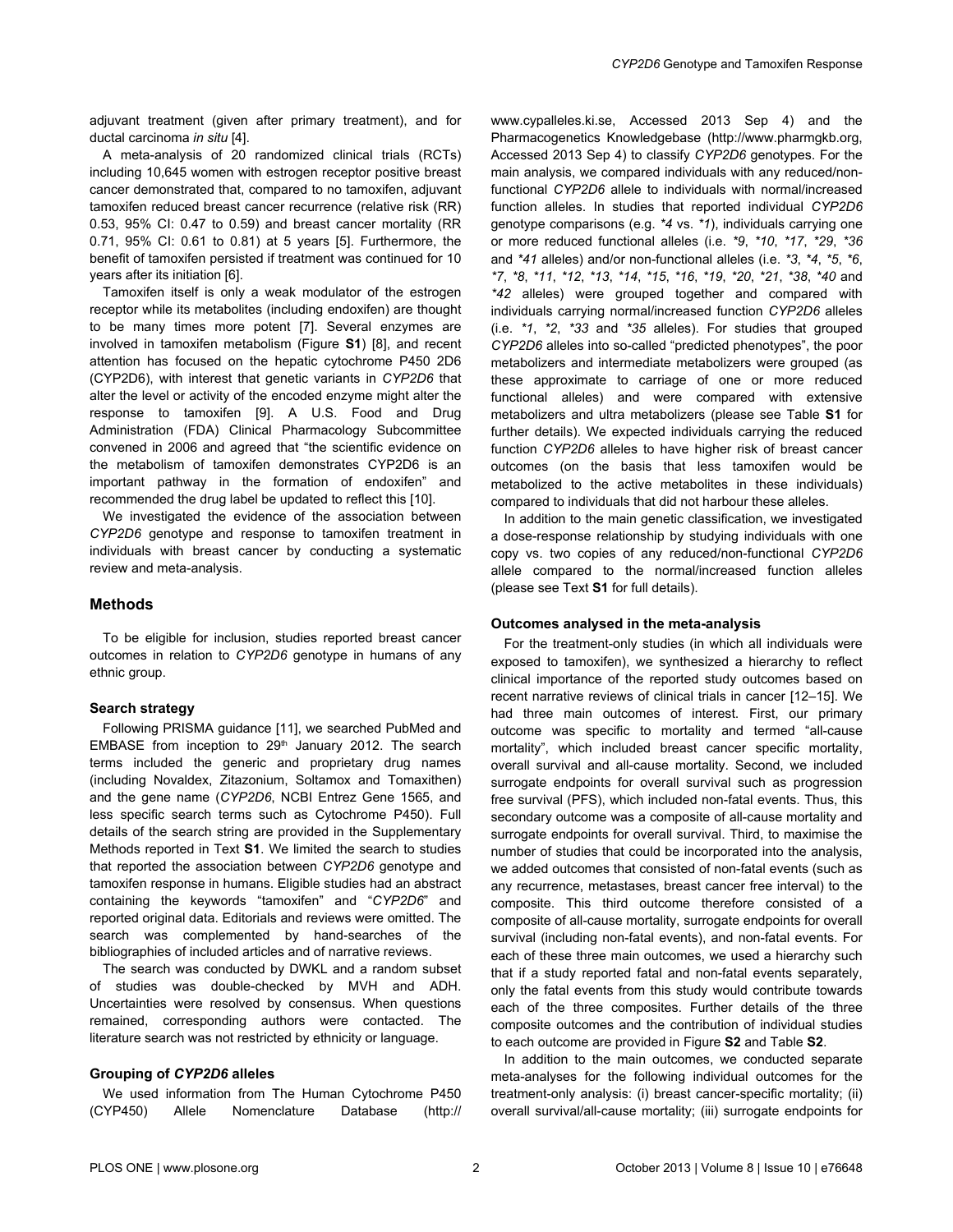adjuvant treatment (given after primary treatment), and for ductal carcinoma *in situ* [4].

A meta-analysis of 20 randomized clinical trials (RCTs) including 10,645 women with estrogen receptor positive breast cancer demonstrated that, compared to no tamoxifen, adjuvant tamoxifen reduced breast cancer recurrence (relative risk (RR) 0.53, 95% CI: 0.47 to 0.59) and breast cancer mortality (RR 0.71, 95% CI: 0.61 to 0.81) at 5 years [5]. Furthermore, the benefit of tamoxifen persisted if treatment was continued for 10 years after its initiation [6].

Tamoxifen itself is only a weak modulator of the estrogen receptor while its metabolites (including endoxifen) are thought to be many times more potent [7]. Several enzymes are involved in tamoxifen metabolism (Figure **S1**) [8], and recent attention has focused on the hepatic cytochrome P450 2D6 (CYP2D6), with interest that genetic variants in *CYP2D6* that alter the level or activity of the encoded enzyme might alter the response to tamoxifen [9]. A U.S. Food and Drug Administration (FDA) Clinical Pharmacology Subcommittee convened in 2006 and agreed that "the scientific evidence on the metabolism of tamoxifen demonstrates CYP2D6 is an important pathway in the formation of endoxifen" and recommended the drug label be updated to reflect this [10].

We investigated the evidence of the association between *CYP2D6* genotype and response to tamoxifen treatment in individuals with breast cancer by conducting a systematic review and meta-analysis.

## Methods

To be eligible for inclusion, studies reported breast cancer outcomes in relation to *CYP2D6* genotype in humans of any ethnic group.

### Search strategy

Following PRISMA guidance [11], we searched PubMed and EMBASE from inception to 29th January 2012. The search terms included the generic and proprietary drug names (including Novaldex, Zitazonium, Soltamox and Tomaxithen) and the gene name (*CYP2D6*, NCBI Entrez Gene 1565, and less specific search terms such as Cytochrome P450). Full details of the search string are provided in the Supplementary Methods reported in Text **S1**. We limited the search to studies that reported the association between *CYP2D6* genotype and tamoxifen response in humans. Eligible studies had an abstract containing the keywords "tamoxifen" and "*CYP2D6*" and reported original data. Editorials and reviews were omitted. The search was complemented by hand-searches of the bibliographies of included articles and of narrative reviews.

The search was conducted by DWKL and a random subset of studies was double-checked by MVH and ADH. Uncertainties were resolved by consensus. When questions remained, corresponding authors were contacted. The literature search was not restricted by ethnicity or language.

### Grouping of *CYP2D6* alleles

We used information from The Human Cytochrome P450 (CYP450) Allele Nomenclature Database (http://www.cypalleles.ki.se, Accessed 2013 Sep 4) and the Pharmacogenetics Knowledgebase (http://www.pharmgkb.org, Accessed 2013 Sep 4) to classify *CYP2D6* genotypes. For the main analysis, we compared individuals with any reduced/non-functional *CYP2D6* allele to individuals with normal/increased function alleles. In studies that reported individual *CYP2D6* genotype comparisons (e.g. *\*4* vs. *\*1*), individuals carrying one or more reduced functional alleles (i.e. *\*9*, *\*10*, *\*17*, *\*29*, *\*36* and *\*41* alleles) and/or non-functional alleles (i.e. *\*3*, *\*4*, *\*5*, *\*6*, *\*7*, *\*8*, *\*11*, *\*12*, *\*13*, *\*14*, *\*15*, *\*16*, *\*19*, *\*20*, *\*21*, *\*38*, *\*40* and *\*42* alleles) were grouped together and compared with individuals carrying normal/increased function *CYP2D6* alleles (i.e. *\*1*, *\*2*, *\*33* and *\*35* alleles). For studies that grouped *CYP2D6* alleles into so-called "predicted phenotypes", the poor metabolizers and intermediate metabolizers were grouped (as these approximate to carriage of one or more reduced functional alleles) and were compared with extensive metabolizers and ultra metabolizers (please see Table **S1** for further details). We expected individuals carrying the reduced function *CYP2D6* alleles to have higher risk of breast cancer outcomes (on the basis that less tamoxifen would be metabolized to the active metabolites in these individuals) compared to individuals that did not harbour these alleles.

In addition to the main genetic classification, we investigated a dose-response relationship by studying individuals with one copy vs. two copies of any reduced/non-functional *CYP2D6* allele compared to the normal/increased function alleles (please see Text **S1** for full details).

### Outcomes analysed in the meta-analysis

For the treatment-only studies (in which all individuals were exposed to tamoxifen), we synthesized a hierarchy to reflect clinical importance of the reported study outcomes based on recent narrative reviews of clinical trials in cancer [12–15]. We had three main outcomes of interest. First, our primary outcome was specific to mortality and termed "all-cause mortality", which included breast cancer specific mortality, overall survival and all-cause mortality. Second, we included surrogate endpoints for overall survival such as progression free survival (PFS), which included non-fatal events. Thus, this secondary outcome was a composite of all-cause mortality and surrogate endpoints for overall survival. Third, to maximise the number of studies that could be incorporated into the analysis, we added outcomes that consisted of non-fatal events (such as any recurrence, metastases, breast cancer free interval) to the composite. This third outcome therefore consisted of a composite of all-cause mortality, surrogate endpoints for overall survival (including non-fatal events), and non-fatal events. For each of these three main outcomes, we used a hierarchy such that if a study reported fatal and non-fatal events separately, only the fatal events from this study would contribute towards each of the three composites. Further details of the three composite outcomes and the contribution of individual studies to each outcome are provided in Figure **S2** and Table **S2**.

In addition to the main outcomes, we conducted separate meta-analyses for the following individual outcomes for the treatment-only analysis: (i) breast cancer-specific mortality; (ii) overall survival/all-cause mortality; (iii) surrogate endpoints for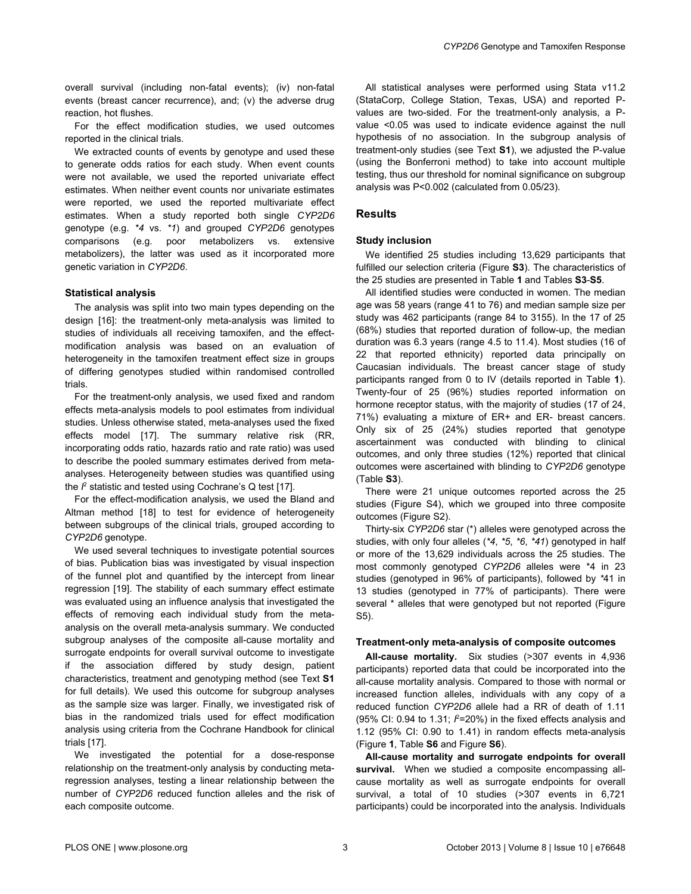overall survival (including non-fatal events); (iv) non-fatal events (breast cancer recurrence), and; (v) the adverse drug reaction, hot flushes.

For the effect modification studies, we used outcomes reported in the clinical trials.

We extracted counts of events by genotype and used these to generate odds ratios for each study. When event counts were not available, we used the reported univariate effect estimates. When neither event counts nor univariate estimates were reported, we used the reported multivariate effect estimates. When a study reported both single *CYP2D6* genotype (e.g. *\*4* vs. *\*1*) and grouped *CYP2D6* genotypes comparisons (e.g. poor metabolizers vs. extensive metabolizers), the latter was used as it incorporated more genetic variation in *CYP2D6*.

### Statistical analysis

The analysis was split into two main types depending on the design [16]: the treatment-only meta-analysis was limited to studies of individuals all receiving tamoxifen, and the effect-modification analysis was based on an evaluation of heterogeneity in the tamoxifen treatment effect size in groups of differing genotypes studied within randomised controlled trials.

For the treatment-only analysis, we used fixed and random effects meta-analysis models to pool estimates from individual studies. Unless otherwise stated, meta-analyses used the fixed effects model [17]. The summary relative risk (RR, incorporating odds ratio, hazards ratio and rate ratio) was used to describe the pooled summary estimates derived from meta-analyses. Heterogeneity between studies was quantified using the $I^2$ statistic and tested using Cochrane's Q test [17].

For the effect-modification analysis, we used the Bland and Altman method [18] to test for evidence of heterogeneity between subgroups of the clinical trials, grouped according to *CYP2D6* genotype.

We used several techniques to investigate potential sources of bias. Publication bias was investigated by visual inspection of the funnel plot and quantified by the intercept from linear regression [19]. The stability of each summary effect estimate was evaluated using an influence analysis that investigated the effects of removing each individual study from the meta-analysis on the overall meta-analysis summary. We conducted subgroup analyses of the composite all-cause mortality and surrogate endpoints for overall survival outcome to investigate if the association differed by study design, patient characteristics, treatment and genotyping method (see Text **S1** for full details). We used this outcome for subgroup analyses as the sample size was larger. Finally, we investigated risk of bias in the randomized trials used for effect modification analysis using criteria from the Cochrane Handbook for clinical trials [17].

We investigated the potential for a dose-response relationship on the treatment-only analysis by conducting meta-regression analyses, testing a linear relationship between the number of *CYP2D6* reduced function alleles and the risk of each composite outcome.

All statistical analyses were performed using Stata v11.2 (StataCorp, College Station, Texas, USA) and reported P-values are two-sided. For the treatment-only analysis, a P-value <0.05 was used to indicate evidence against the null hypothesis of no association. In the subgroup analysis of treatment-only studies (see Text **S1**), we adjusted the P-value (using the Bonferroni method) to take into account multiple testing, thus our threshold for nominal significance on subgroup analysis was P<0.002 (calculated from 0.05/23).

## Results

### Study inclusion

We identified 25 studies including 13,629 participants that fulfilled our selection criteria (Figure **S3**). The characteristics of the 25 studies are presented in Table **1** and Tables **S3**-**S5**.

All identified studies were conducted in women. The median age was 58 years (range 41 to 76) and median sample size per study was 462 participants (range 84 to 3155). In the 17 of 25 (68%) studies that reported duration of follow-up, the median duration was 6.3 years (range 4.5 to 11.4). Most studies (16 of 22 that reported ethnicity) reported data principally on Caucasian individuals. The breast cancer stage of study participants ranged from 0 to IV (details reported in Table **1**). Twenty-four of 25 (96%) studies reported information on hormone receptor status, with the majority of studies (17 of 24, 71%) evaluating a mixture of ER+ and ER- breast cancers. Only six of 25 (24%) studies reported that genotype ascertainment was conducted with blinding to clinical outcomes, and only three studies (12%) reported that clinical outcomes were ascertained with blinding to *CYP2D6* genotype (Table **S3**).

There were 21 unique outcomes reported across the 25 studies (Figure S4), which we grouped into three composite outcomes (Figure S2).

Thirty-six *CYP2D6* star (\*) alleles were genotyped across the studies, with only four alleles (*\*4*, *\*5*, *\*6*, *\*41*) genotyped in half or more of the 13,629 individuals across the 25 studies. The most commonly genotyped *CYP2D6* alleles were \*4 in 23 studies (genotyped in 96% of participants), followed by *\*41* in 13 studies (genotyped in 77% of participants). There were several \* alleles that were genotyped but not reported (Figure S5).

### Treatment-only meta-analysis of composite outcomes

**All-cause mortality.** Six studies (>307 events in 4,936 participants) reported data that could be incorporated into the all-cause mortality analysis. Compared to those with normal or increased function alleles, individuals with any copy of a reduced function *CYP2D6* allele had a RR of death of 1.11 (95% CI: 0.94 to 1.31; $I^2$=20%) in the fixed effects analysis and 1.12 (95% CI: 0.90 to 1.41) in random effects meta-analysis (Figure **1**, Table **S6** and Figure **S6**).

**All-cause mortality and surrogate endpoints for overall survival.** When we studied a composite encompassing all-cause mortality as well as surrogate endpoints for overall survival, a total of 10 studies (>307 events in 6,721 participants) could be incorporated into the analysis. Individuals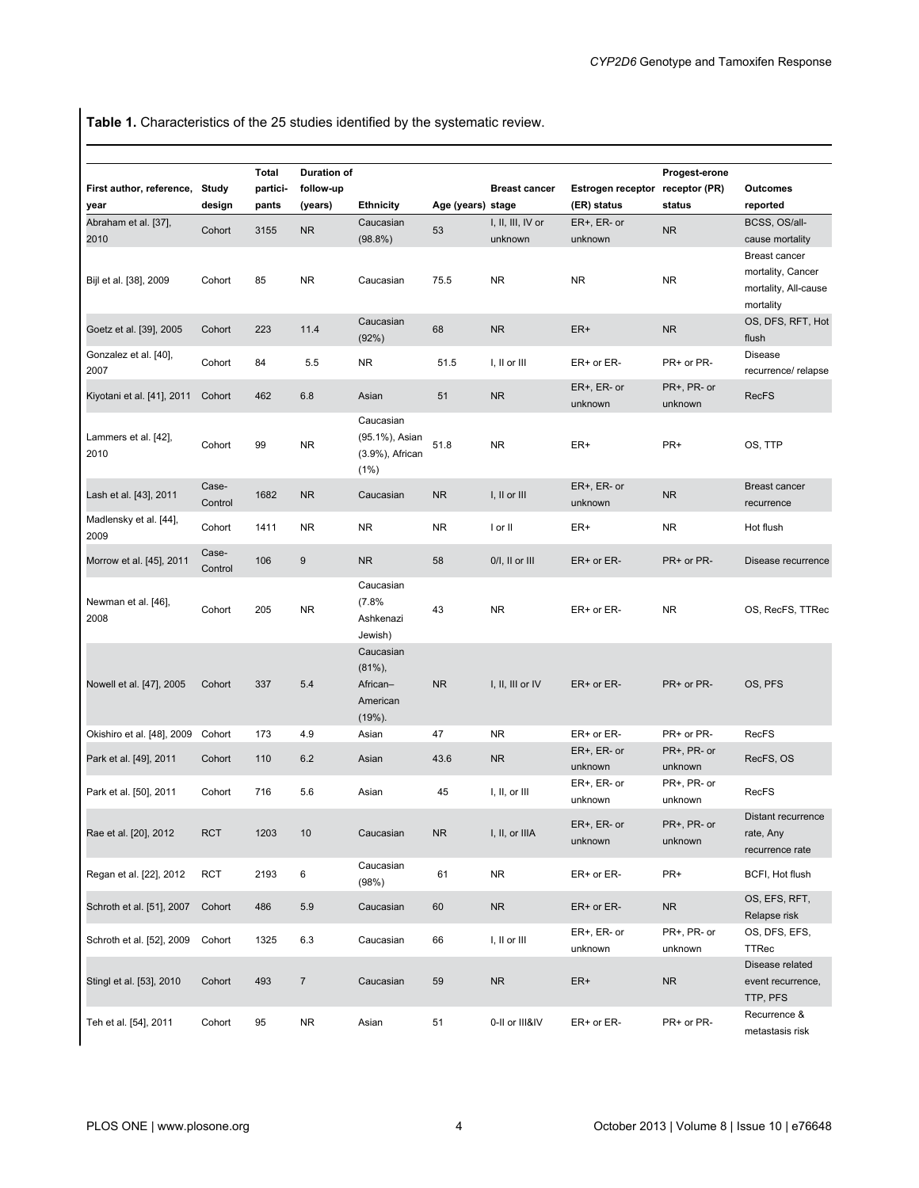**Table 1.** Characteristics of the 25 studies identified by the systematic review.

| First author, reference, year | Study design | Total partici-pants | Duration of follow-up (years) | Ethnicity | Age (years) | Breast cancer stage | Estrogen receptor (ER) status | Progest-erone receptor (PR) status | Outcomes reported |
|---|---|---|---|---|---|---|---|---|---|
| Abraham et al. [37], 2010 | Cohort | 3155 | NR | Caucasian (98.8%) | 53 | I, II, III, IV or unknown | ER+, ER- or unknown | NR | BCSS, OS/all-cause mortality |
| Bijl et al. [38], 2009 | Cohort | 85 | NR | Caucasian | 75.5 | NR | NR | NR | Breast cancer mortality, Cancer mortality, All-cause mortality |
| Goetz et al. [39], 2005 | Cohort | 223 | 11.4 | Caucasian (92%) | 68 | NR | ER+ | NR | OS, DFS, RFT, Hot flush |
| Gonzalez et al. [40], 2007 | Cohort | 84 | 5.5 | NR | 51.5 | I, II or III | ER+ or ER- | PR+ or PR- | Disease recurrence/ relapse |
| Kiyotani et al. [41], 2011 | Cohort | 462 | 6.8 | Asian | 51 | NR | ER+, ER- or unknown | PR+, PR- or unknown | RecFS |
| Lammers et al. [42], 2010 | Cohort | 99 | NR | Caucasian (95.1%), Asian (3.9%), African (1%) | 51.8 | NR | ER+ | PR+ | OS, TTP |
| Lash et al. [43], 2011 | Case-Control | 1682 | NR | Caucasian | NR | I, II or III | ER+, ER- or unknown | NR | Breast cancer recurrence |
| Madlensky et al. [44], 2009 | Cohort | 1411 | NR | NR | NR | I or II | ER+ | NR | Hot flush |
| Morrow et al. [45], 2011 | Case-Control | 106 | 9 | NR | 58 | 0/I, II or III | ER+ or ER- | PR+ or PR- | Disease recurrence |
| Newman et al. [46], 2008 | Cohort | 205 | NR | Caucasian (7.8% Ashkenazi Jewish) | 43 | NR | ER+ or ER- | NR | OS, RecFS, TTRec |
| Nowell et al. [47], 2005 | Cohort | 337 | 5.4 | Caucasian (81%), African–American (19%). | NR | I, II, III or IV | ER+ or ER- | PR+ or PR- | OS, PFS |
| Okishiro et al. [48], 2009 | Cohort | 173 | 4.9 | Asian | 47 | NR | ER+ or ER- | PR+ or PR- | RecFS |
| Park et al. [49], 2011 | Cohort | 110 | 6.2 | Asian | 43.6 | NR | ER+, ER- or unknown | PR+, PR- or unknown | RecFS, OS |
| Park et al. [50], 2011 | Cohort | 716 | 5.6 | Asian | 45 | I, II, or III | ER+, ER- or unknown | PR+, PR- or unknown | RecFS |
| Rae et al. [20], 2012 | RCT | 1203 | 10 | Caucasian | NR | I, II, or IIIA | ER+, ER- or unknown | PR+, PR- or unknown | Distant recurrence rate, Any recurrence rate |
| Regan et al. [22], 2012 | RCT | 2193 | 6 | Caucasian (98%) | 61 | NR | ER+ or ER- | PR+ | BCFI, Hot flush |
| Schroth et al. [51], 2007 | Cohort | 486 | 5.9 | Caucasian | 60 | NR | ER+ or ER- | NR | OS, EFS, RFT, Relapse risk |
| Schroth et al. [52], 2009 | Cohort | 1325 | 6.3 | Caucasian | 66 | I, II or III | ER+, ER- or unknown | PR+, PR- or unknown | OS, DFS, EFS, TTRec |
| Stingl et al. [53], 2010 | Cohort | 493 | 7 | Caucasian | 59 | NR | ER+ | NR | Disease related event recurrence, TTP, PFS |
| Teh et al. [54], 2011 | Cohort | 95 | NR | Asian | 51 | 0-II or III&IV | ER+ or ER- | PR+ or PR- | Recurrence & metastasis risk |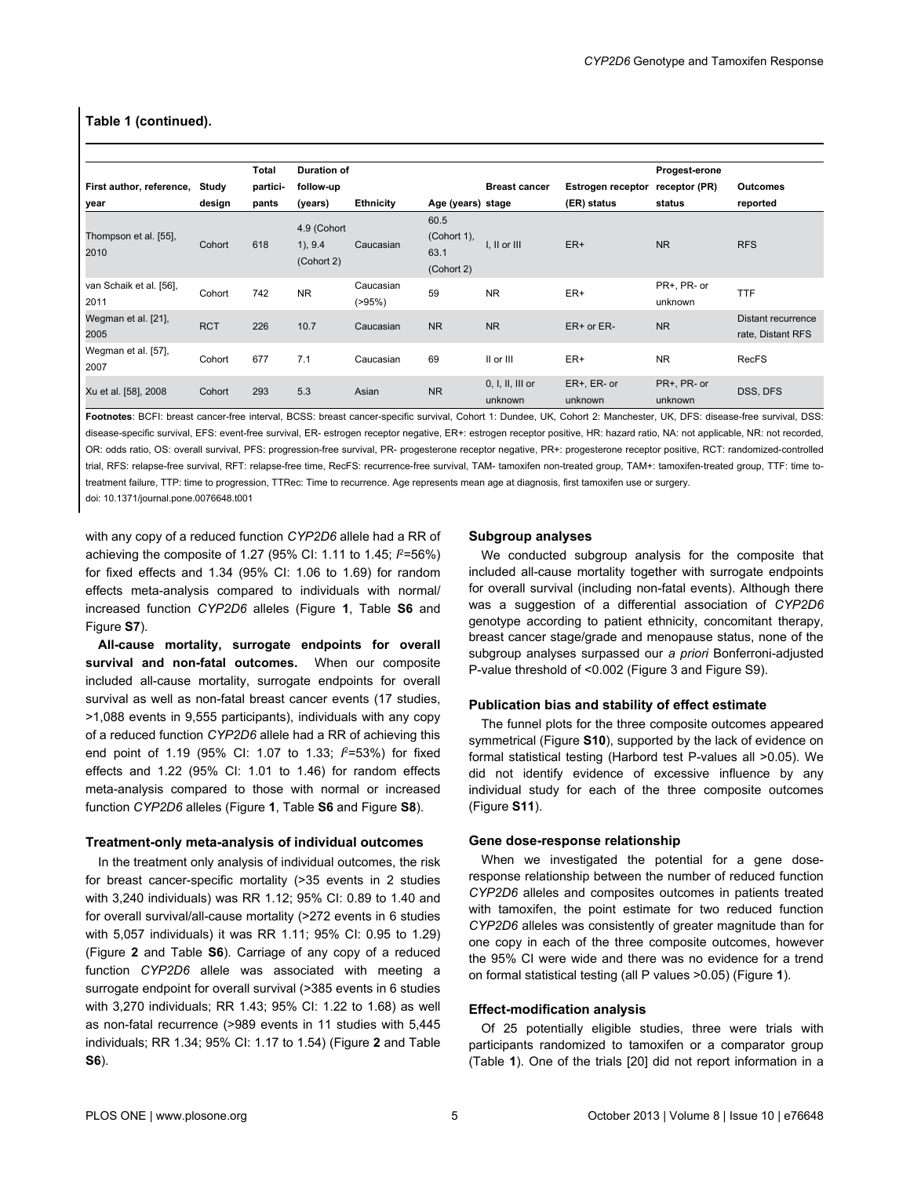**Table 1 (continued).**

| First author, reference, year | Study design | Total partici-pants | Duration of follow-up (years) | Ethnicity | Age (years) | Breast cancer stage | Estrogen receptor (ER) status | Progest-erone receptor (PR) status | Outcomes reported |
|---|---|---|---|---|---|---|---|---|---|
| Thompson et al. [55], 2010 | Cohort | 618 | 4.9 (Cohort 1), 9.4 (Cohort 2) | Caucasian | 60.5 (Cohort 1), 63.1 (Cohort 2) | I, II or III | ER+ | NR | RFS |
| van Schaik et al. [56], 2011 | Cohort | 742 | NR | Caucasian (>95%) | 59 | NR | ER+ | PR+, PR- or unknown | TTF |
| Wegman et al. [21], 2005 | RCT | 226 | 10.7 | Caucasian | NR | NR | ER+ or ER- | NR | Distant recurrence rate, Distant RFS |
| Wegman et al. [57], 2007 | Cohort | 677 | 7.1 | Caucasian | 69 | II or III | ER+ | NR | RecFS |
| Xu et al. [58], 2008 | Cohort | 293 | 5.3 | Asian | NR | 0, I, II, III or unknown | ER+, ER- or unknown | PR+, PR- or unknown | DSS, DFS |

**Footnotes**: BCFI: breast cancer-free interval, BCSS: breast cancer-specific survival, Cohort 1: Dundee, UK, Cohort 2: Manchester, UK, DFS: disease-free survival, DSS: disease-specific survival, EFS: event-free survival, ER- estrogen receptor negative, ER+: estrogen receptor positive, HR: hazard ratio, NA: not applicable, NR: not recorded, OR: odds ratio, OS: overall survival, PFS: progression-free survival, PR- progesterone receptor negative, PR+: progesterone receptor positive, RCT: randomized-controlled trial, RFS: relapse-free survival, RFT: relapse-free time, RecFS: recurrence-free survival, TAM- tamoxifen non-treated group, TAM+: tamoxifen-treated group, TTF: time to-treatment failure, TTP: time to progression, TTRec: Time to recurrence. Age represents mean age at diagnosis, first tamoxifen use or surgery.

doi: 10.1371/journal.pone.0076648.t001

with any copy of a reduced function *CYP2D6* allele had a RR of achieving the composite of 1.27 (95% CI: 1.11 to 1.45; $I^2$=56%) for fixed effects and 1.34 (95% CI: 1.06 to 1.69) for random effects meta-analysis compared to individuals with normal/ increased function *CYP2D6* alleles (Figure **1**, Table **S6** and Figure **S7**).

**All-cause mortality, surrogate endpoints for overall survival and non-fatal outcomes.** When our composite included all-cause mortality, surrogate endpoints for overall survival as well as non-fatal breast cancer events (17 studies, >1,088 events in 9,555 participants), individuals with any copy of a reduced function *CYP2D6* allele had a RR of achieving this end point of 1.19 (95% CI: 1.07 to 1.33; $I^2$=53%) for fixed effects and 1.22 (95% CI: 1.01 to 1.46) for random effects meta-analysis compared to those with normal or increased function *CYP2D6* alleles (Figure **1**, Table **S6** and Figure **S8**).

#### Treatment-only meta-analysis of individual outcomes

In the treatment only analysis of individual outcomes, the risk for breast cancer-specific mortality (>35 events in 2 studies with 3,240 individuals) was RR 1.12; 95% CI: 0.89 to 1.40 and for overall survival/all-cause mortality (>272 events in 6 studies with 5,057 individuals) it was RR 1.11; 95% CI: 0.95 to 1.29) (Figure **2** and Table **S6**). Carriage of any copy of a reduced function *CYP2D6* allele was associated with meeting a surrogate endpoint for overall survival (>385 events in 6 studies with 3,270 individuals; RR 1.43; 95% CI: 1.22 to 1.68) as well as non-fatal recurrence (>989 events in 11 studies with 5,445 individuals; RR 1.34; 95% CI: 1.17 to 1.54) (Figure **2** and Table **S6**).

#### Subgroup analyses

We conducted subgroup analysis for the composite that included all-cause mortality together with surrogate endpoints for overall survival (including non-fatal events). Although there was a suggestion of a differential association of *CYP2D6* genotype according to patient ethnicity, concomitant therapy, breast cancer stage/grade and menopause status, none of the subgroup analyses surpassed our *a priori* Bonferroni-adjusted P-value threshold of <0.002 (Figure 3 and Figure S9).

#### Publication bias and stability of effect estimate

The funnel plots for the three composite outcomes appeared symmetrical (Figure **S10**), supported by the lack of evidence on formal statistical testing (Harbord test P-values all >0.05). We did not identify evidence of excessive influence by any individual study for each of the three composite outcomes (Figure **S11**).

#### Gene dose-response relationship

When we investigated the potential for a gene dose-response relationship between the number of reduced function *CYP2D6* alleles and composites outcomes in patients treated with tamoxifen, the point estimate for two reduced function *CYP2D6* alleles was consistently of greater magnitude than for one copy in each of the three composite outcomes, however the 95% CI were wide and there was no evidence for a trend on formal statistical testing (all P values >0.05) (Figure **1**).

#### Effect-modification analysis

Of 25 potentially eligible studies, three were trials with participants randomized to tamoxifen or a comparator group (Table **1**). One of the trials [20] did not report information in a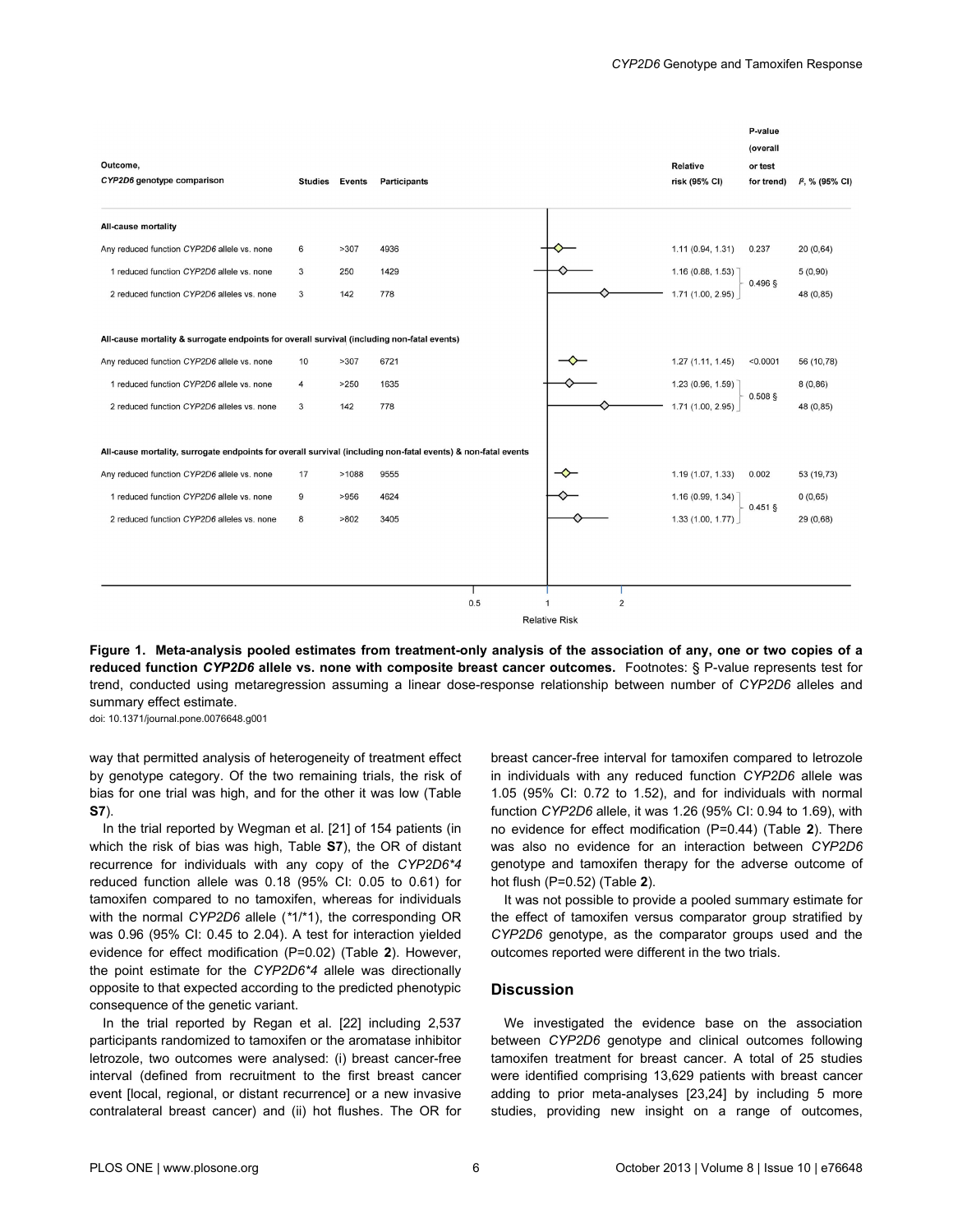| Outcome, *CYP2D6* genotype comparison | Studies | Events | Participants | Relative risk (95% CI) | P-value (overall or test for trend) | $I^2$, % (95% CI) |
|---|---|---|---|---|---|---|
| **All-cause mortality** | | | | | | |
| Any reduced function *CYP2D6* allele vs. none | 6 | >307 | 4936 | 1.11 (0.94, 1.31) | 0.237 | 20 (0,64) |
| 1 reduced function *CYP2D6* allele vs. none | 3 | 250 | 1429 | 1.16 (0.88, 1.53) | 0.496 § | 5 (0,90) |
| 2 reduced function *CYP2D6* alleles vs. none | 3 | 142 | 778 | 1.71 (1.00, 2.95) | | 48 (0,85) |
| **All-cause mortality & surrogate endpoints for overall survival (including non-fatal events)** | | | | | | |
| Any reduced function *CYP2D6* allele vs. none | 10 | >307 | 6721 | 1.27 (1.11, 1.45) | <0.0001 | 56 (10,78) |
| 1 reduced function *CYP2D6* allele vs. none | 4 | >250 | 1635 | 1.23 (0.96, 1.59) | 0.508 § | 8 (0,86) |
| 2 reduced function *CYP2D6* alleles vs. none | 3 | 142 | 778 | 1.71 (1.00, 2.95) | | 48 (0,85) |
| **All-cause mortality, surrogate endpoints for overall survival (including non-fatal events) & non-fatal events** | | | | | | |
| Any reduced function *CYP2D6* allele vs. none | 17 | >1088 | 9555 | 1.19 (1.07, 1.33) | 0.002 | 53 (19,73) |
| 1 reduced function *CYP2D6* allele vs. none | 9 | >956 | 4624 | 1.16 (0.99, 1.34) | 0.451 § | 0 (0,65) |
| 2 reduced function *CYP2D6* alleles vs. none | 8 | >802 | 3405 | 1.33 (1.00, 1.77) | | 29 (0,68) |

**Figure 1. Meta-analysis pooled estimates from treatment-only analysis of the association of any, one or two copies of a reduced function *CYP2D6* allele vs. none with composite breast cancer outcomes.** Footnotes: § P-value represents test for trend, conducted using metaregression assuming a linear dose-response relationship between number of *CYP2D6* alleles and summary effect estimate.

doi: 10.1371/journal.pone.0076648.g001

way that permitted analysis of heterogeneity of treatment effect by genotype category. Of the two remaining trials, the risk of bias for one trial was high, and for the other it was low (Table **S7**).

In the trial reported by Wegman et al. [21] of 154 patients (in which the risk of bias was high, Table **S7**), the OR of distant recurrence for individuals with any copy of the *CYP2D6\*4* reduced function allele was 0.18 (95% CI: 0.05 to 0.61) for tamoxifen compared to no tamoxifen, whereas for individuals with the normal *CYP2D6* allele (\*1/\*1), the corresponding OR was 0.96 (95% CI: 0.45 to 2.04). A test for interaction yielded evidence for effect modification (P=0.02) (Table **2**). However, the point estimate for the *CYP2D6\*4* allele was directionally opposite to that expected according to the predicted phenotypic consequence of the genetic variant.

In the trial reported by Regan et al. [22] including 2,537 participants randomized to tamoxifen or the aromatase inhibitor letrozole, two outcomes were analysed: (i) breast cancer-free interval (defined from recruitment to the first breast cancer event [local, regional, or distant recurrence] or a new invasive contralateral breast cancer) and (ii) hot flushes. The OR for breast cancer-free interval for tamoxifen compared to letrozole in individuals with any reduced function *CYP2D6* allele was 1.05 (95% CI: 0.72 to 1.52), and for individuals with normal function *CYP2D6* allele, it was 1.26 (95% CI: 0.94 to 1.69), with no evidence for effect modification (P=0.44) (Table **2**). There was also no evidence for an interaction between *CYP2D6* genotype and tamoxifen therapy for the adverse outcome of hot flush (P=0.52) (Table **2**).

It was not possible to provide a pooled summary estimate for the effect of tamoxifen versus comparator group stratified by *CYP2D6* genotype, as the comparator groups used and the outcomes reported were different in the two trials.

## Discussion

We investigated the evidence base on the association between *CYP2D6* genotype and clinical outcomes following tamoxifen treatment for breast cancer. A total of 25 studies were identified comprising 13,629 patients with breast cancer adding to prior meta-analyses [23,24] by including 5 more studies, providing new insight on a range of outcomes,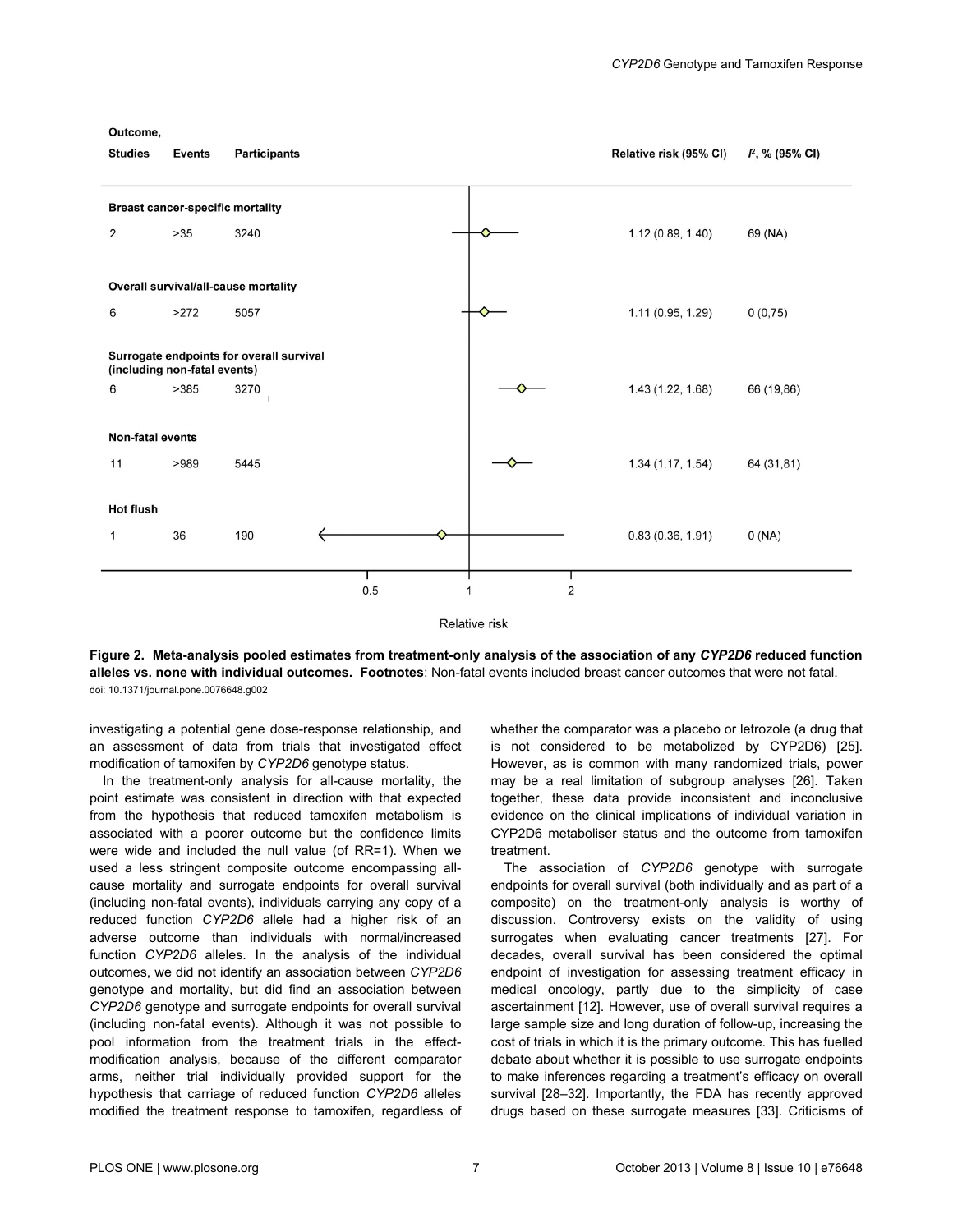| Outcome, Studies | Events | Participants | Relative risk (95% CI) | $I^2$, % (95% CI) |
|---|---|---|---|---|
| **Breast cancer-specific mortality** | | | | |
| 2 | >35 | 3240 | 1.12 (0.89, 1.40) | 69 (NA) |
| **Overall survival/all-cause mortality** | | | | |
| 6 | >272 | 5057 | 1.11 (0.95, 1.29) | 0 (0,75) |
| **Surrogate endpoints for overall survival (including non-fatal events)** | | | | |
| 6 | >385 | 3270 | 1.43 (1.22, 1.68) | 66 (19,86) |
| **Non-fatal events** | | | | |
| 11 | >989 | 5445 | 1.34 (1.17, 1.54) | 64 (31,81) |
| **Hot flush** | | | | |
| 1 | 36 | 190 | 0.83 (0.36, 1.91) | 0 (NA) |

Relative risk

**Figure 2. Meta-analysis pooled estimates from treatment-only analysis of the association of any *CYP2D6* reduced function alleles vs. none with individual outcomes. Footnotes**: Non-fatal events included breast cancer outcomes that were not fatal.

doi: 10.1371/journal.pone.0076648.g002

investigating a potential gene dose-response relationship, and an assessment of data from trials that investigated effect modification of tamoxifen by *CYP2D6* genotype status.

In the treatment-only analysis for all-cause mortality, the point estimate was consistent in direction with that expected from the hypothesis that reduced tamoxifen metabolism is associated with a poorer outcome but the confidence limits were wide and included the null value (of RR=1). When we used a less stringent composite outcome encompassing all-cause mortality and surrogate endpoints for overall survival (including non-fatal events), individuals carrying any copy of a reduced function *CYP2D6* allele had a higher risk of an adverse outcome than individuals with normal/increased function *CYP2D6* alleles. In the analysis of the individual outcomes, we did not identify an association between *CYP2D6* genotype and mortality, but did find an association between *CYP2D6* genotype and surrogate endpoints for overall survival (including non-fatal events). Although it was not possible to pool information from the treatment trials in the effect-modification analysis, because of the different comparator arms, neither trial individually provided support for the hypothesis that carriage of reduced function *CYP2D6* alleles modified the treatment response to tamoxifen, regardless of whether the comparator was a placebo or letrozole (a drug that is not considered to be metabolized by CYP2D6) [25]. However, as is common with many randomized trials, power may be a real limitation of subgroup analyses [26]. Taken together, these data provide inconsistent and inconclusive evidence on the clinical implications of individual variation in CYP2D6 metaboliser status and the outcome from tamoxifen treatment.

The association of *CYP2D6* genotype with surrogate endpoints for overall survival (both individually and as part of a composite) on the treatment-only analysis is worthy of discussion. Controversy exists on the validity of using surrogates when evaluating cancer treatments [27]. For decades, overall survival has been considered the optimal endpoint of investigation for assessing treatment efficacy in medical oncology, partly due to the simplicity of case ascertainment [12]. However, use of overall survival requires a large sample size and long duration of follow-up, increasing the cost of trials in which it is the primary outcome. This has fuelled debate about whether it is possible to use surrogate endpoints to make inferences regarding a treatment's efficacy on overall survival [28–32]. Importantly, the FDA has recently approved drugs based on these surrogate measures [33]. Criticisms of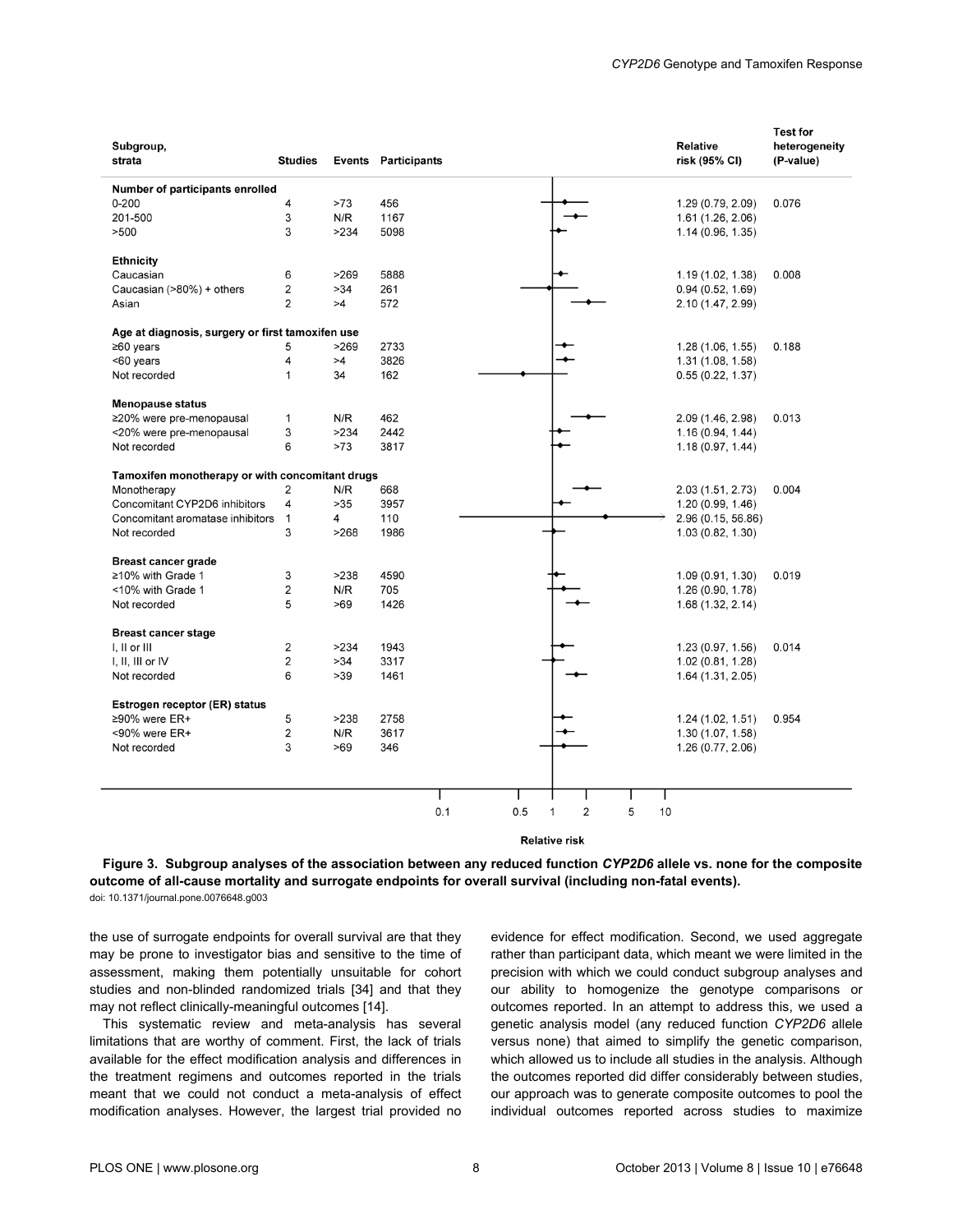| Subgroup, strata | Studies | Events | Participants | Relative risk (95% CI) | Test for heterogeneity (P-value) |
|---|---|---|---|---|---|
| **Number of participants enrolled** | | | | | |
| 0-200 | 4 | >73 | 456 | 1.29 (0.79, 2.09) | 0.076 |
| 201-500 | 3 | N/R | 1167 | 1.61 (1.26, 2.06) | |
| >500 | 3 | >234 | 5098 | 1.14 (0.96, 1.35) | |
| **Ethnicity** | | | | | |
| Caucasian | 6 | >269 | 5888 | 1.19 (1.02, 1.38) | 0.008 |
| Caucasian (>80%) + others | 2 | >34 | 261 | 0.94 (0.52, 1.69) | |
| Asian | 2 | >4 | 572 | 2.10 (1.47, 2.99) | |
| **Age at diagnosis, surgery or first tamoxifen use** | | | | | |
| ≥60 years | 5 | >269 | 2733 | 1.28 (1.06, 1.55) | 0.188 |
| <60 years | 4 | >4 | 3826 | 1.31 (1.08, 1.58) | |
| Not recorded | 1 | 34 | 162 | 0.55 (0.22, 1.37) | |
| **Menopause status** | | | | | |
| ≥20% were pre-menopausal | 1 | N/R | 462 | 2.09 (1.46, 2.98) | 0.013 |
| <20% were pre-menopausal | 3 | >234 | 2442 | 1.16 (0.94, 1.44) | |
| Not recorded | 6 | >73 | 3817 | 1.18 (0.97, 1.44) | |
| **Tamoxifen monotherapy or with concomitant drugs** | | | | | |
| Monotherapy | 2 | N/R | 668 | 2.03 (1.51, 2.73) | 0.004 |
| Concomitant CYP2D6 inhibitors | 4 | >35 | 3957 | 1.20 (0.99, 1.46) | |
| Concomitant aromatase inhibitors | 1 | 4 | 110 | 2.96 (0.15, 56.86) | |
| Not recorded | 3 | >268 | 1986 | 1.03 (0.82, 1.30) | |
| **Breast cancer grade** | | | | | |
| ≥10% with Grade 1 | 3 | >238 | 4590 | 1.09 (0.91, 1.30) | 0.019 |
| <10% with Grade 1 | 2 | N/R | 705 | 1.26 (0.90, 1.78) | |
| Not recorded | 5 | >69 | 1426 | 1.68 (1.32, 2.14) | |
| **Breast cancer stage** | | | | | |
| I, II or III | 2 | >234 | 1943 | 1.23 (0.97, 1.56) | 0.014 |
| I, II, III or IV | 2 | >34 | 3317 | 1.02 (0.81, 1.28) | |
| Not recorded | 6 | >39 | 1461 | 1.64 (1.31, 2.05) | |
| **Estrogen receptor (ER) status** | | | | | |
| ≥90% were ER+ | 5 | >238 | 2758 | 1.24 (1.02, 1.51) | 0.954 |
| <90% were ER+ | 2 | N/R | 3617 | 1.30 (1.07, 1.58) | |
| Not recorded | 3 | >69 | 346 | 1.26 (0.77, 2.06) | |

**Figure 3. Subgroup analyses of the association between any reduced function *CYP2D6* allele vs. none for the composite outcome of all-cause mortality and surrogate endpoints for overall survival (including non-fatal events).**
doi: 10.1371/journal.pone.0076648.g003

the use of surrogate endpoints for overall survival are that they may be prone to investigator bias and sensitive to the time of assessment, making them potentially unsuitable for cohort studies and non-blinded randomized trials [34] and that they may not reflect clinically-meaningful outcomes [14].

This systematic review and meta-analysis has several limitations that are worthy of comment. First, the lack of trials available for the effect modification analysis and differences in the treatment regimens and outcomes reported in the trials meant that we could not conduct a meta-analysis of effect modification analyses. However, the largest trial provided no evidence for effect modification. Second, we used aggregate rather than participant data, which meant we were limited in the precision with which we could conduct subgroup analyses and our ability to homogenize the genotype comparisons or outcomes reported. In an attempt to address this, we used a genetic analysis model (any reduced function *CYP2D6* allele versus none) that aimed to simplify the genetic comparison, which allowed us to include all studies in the analysis. Although the outcomes reported did differ considerably between studies, our approach was to generate composite outcomes to pool the individual outcomes reported across studies to maximize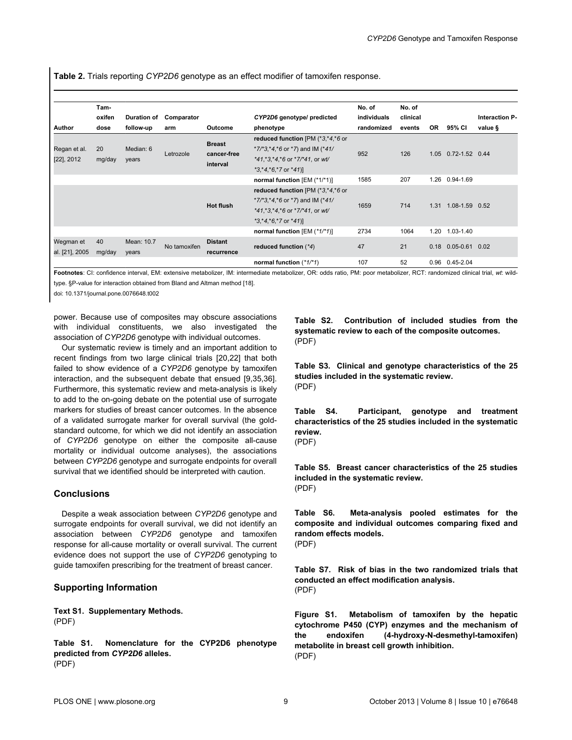**Table 2.** Trials reporting *CYP2D6* genotype as an effect modifier of tamoxifen response.

| Author | Tamoxifen dose | Duration of follow-up | Comparator arm | Outcome | *CYP2D6* genotype/ predicted phenotype | No. of individuals randomized | No. of clinical events | OR | 95% CI | Interaction P-value § |
|---|---|---|---|---|---|---|---|---|---|---|
| Regan et al. [22], 2012 | 20 mg/day | Median: 6 years | Letrozole | **Breast cancer-free interval** | **reduced function** [PM (*3,*4,*6 or *7/*3,*4,*6 or *7) and IM (*41/ *41,*3,*4,*6 or *7/*41, or *wt*/ *3,*4,*6,*7 or *41)] | 952 | 126 | 1.05 | 0.72-1.52 | 0.44 |
| | | | | | **normal function** [EM (*1/*1)] | 1585 | 207 | 1.26 | 0.94-1.69 | |
| | | | | **Hot flush** | **reduced function** [PM (*3,*4,*6 or *7/*3,*4,*6 or *7) and IM (*41/ *41,*3,*4,*6 or *7/*41, or *wt*/ *3,*4,*6,*7 or *41)] | 1659 | 714 | 1.31 | 1.08-1.59 | 0.52 |
| | | | | | **normal function** [EM (*1/*1)] | 2734 | 1064 | 1.20 | 1.03-1.40 | |
| Wegman et al. [21], 2005 | 40 mg/day | Mean: 10.7 years | No tamoxifen | **Distant recurrence** | **reduced function** (*4) | 47 | 21 | 0.18 | 0.05-0.61 | 0.02 |
| | | | | | **normal function** (*1/*1) | 107 | 52 | 0.96 | 0.45-2.04 | |

**Footnotes**: CI: confidence interval, EM: extensive metabolizer, IM: intermediate metabolizer, OR: odds ratio, PM: poor metabolizer, RCT: randomized clinical trial, *wt*: wild-type. §P-value for interaction obtained from Bland and Altman method [18].

doi: 10.1371/journal.pone.0076648.t002

power. Because use of composites may obscure associations with individual constituents, we also investigated the association of *CYP2D6* genotype with individual outcomes.

Our systematic review is timely and an important addition to recent findings from two large clinical trials [20,22] that both failed to show evidence of a *CYP2D6* genotype by tamoxifen interaction, and the subsequent debate that ensued [9,35,36]. Furthermore, this systematic review and meta-analysis is likely to add to the on-going debate on the potential use of surrogate markers for studies of breast cancer outcomes. In the absence of a validated surrogate marker for overall survival (the gold-standard outcome, for which we did not identify an association of *CYP2D6* genotype on either the composite all-cause mortality or individual outcome analyses), the associations between *CYP2D6* genotype and surrogate endpoints for overall survival that we identified should be interpreted with caution.

## Conclusions

Despite a weak association between *CYP2D6* genotype and surrogate endpoints for overall survival, we did not identify an association between *CYP2D6* genotype and tamoxifen response for all-cause mortality or overall survival. The current evidence does not support the use of *CYP2D6* genotyping to guide tamoxifen prescribing for the treatment of breast cancer.

## Supporting Information

**Text S1. Supplementary Methods.**
(PDF)

**Table S1. Nomenclature for the CYP2D6 phenotype predicted from *CYP2D6* alleles.**
(PDF)

**Table S2. Contribution of included studies from the systematic review to each of the composite outcomes.**
(PDF)

**Table S3. Clinical and genotype characteristics of the 25 studies included in the systematic review.**
(PDF)

**Table S4. Participant, genotype and treatment characteristics of the 25 studies included in the systematic review.**
(PDF)

**Table S5. Breast cancer characteristics of the 25 studies included in the systematic review.**
(PDF)

**Table S6. Meta-analysis pooled estimates for the composite and individual outcomes comparing fixed and random effects models.**
(PDF)

**Table S7. Risk of bias in the two randomized trials that conducted an effect modification analysis.**
(PDF)

**Figure S1. Metabolism of tamoxifen by the hepatic cytochrome P450 (CYP) enzymes and the mechanism of the endoxifen (4-hydroxy-N-desmethyl-tamoxifen) metabolite in breast cell growth inhibition.**
(PDF)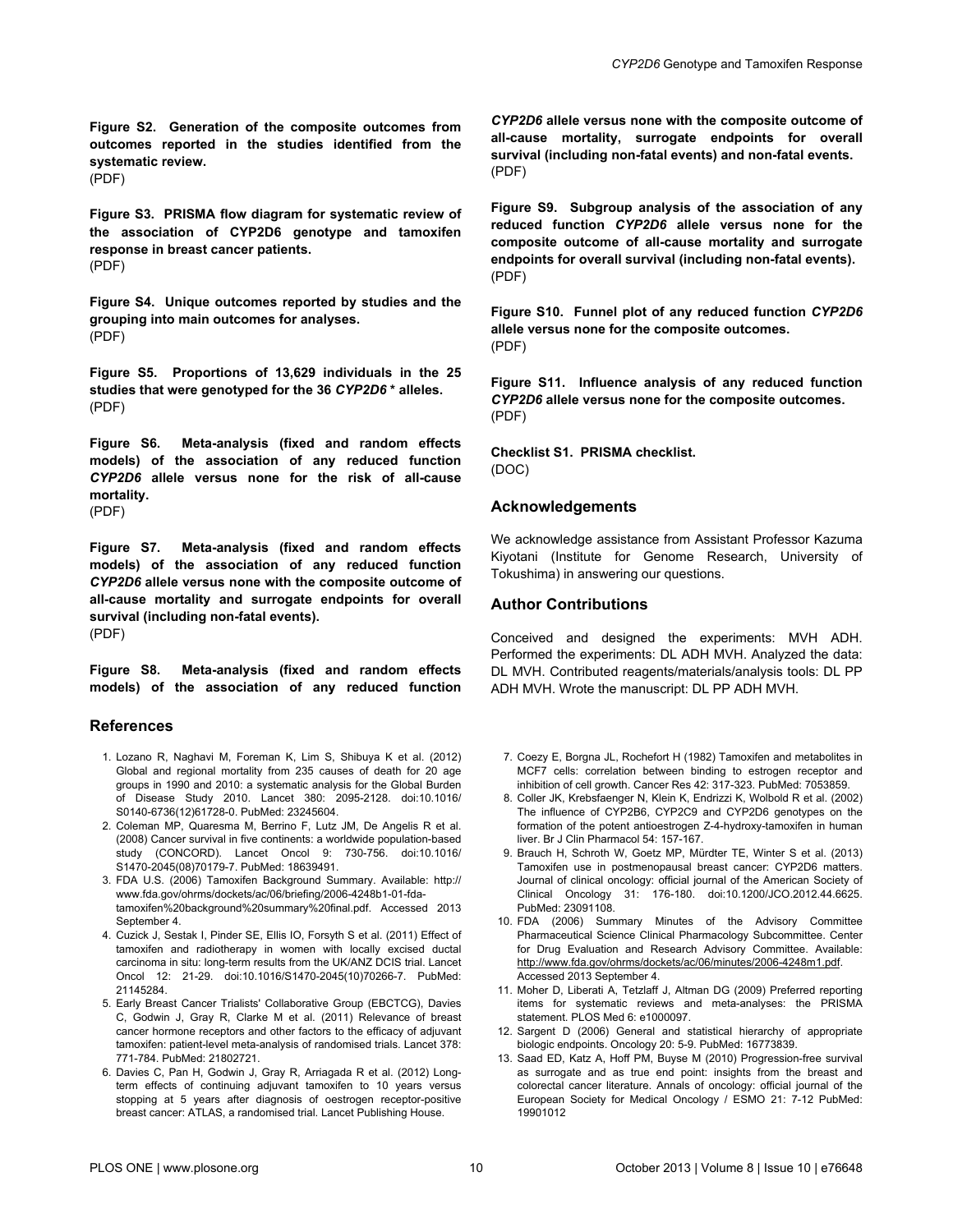**Figure S2. Generation of the composite outcomes from outcomes reported in the studies identified from the systematic review.**
(PDF)

**Figure S3. PRISMA flow diagram for systematic review of the association of CYP2D6 genotype and tamoxifen response in breast cancer patients.**
(PDF)

**Figure S4. Unique outcomes reported by studies and the grouping into main outcomes for analyses.**
(PDF)

**Figure S5. Proportions of 13,629 individuals in the 25 studies that were genotyped for the 36 *CYP2D6* \* alleles.**
(PDF)

**Figure S6. Meta-analysis (fixed and random effects models) of the association of any reduced function *CYP2D6* allele versus none for the risk of all-cause mortality.**
(PDF)

**Figure S7. Meta-analysis (fixed and random effects models) of the association of any reduced function *CYP2D6* allele versus none with the composite outcome of all-cause mortality and surrogate endpoints for overall survival (including non-fatal events).**
(PDF)

**Figure S8. Meta-analysis (fixed and random effects models) of the association of any reduced function *CYP2D6* allele versus none with the composite outcome of all-cause mortality, surrogate endpoints for overall survival (including non-fatal events) and non-fatal events.**
(PDF)

**Figure S9. Subgroup analysis of the association of any reduced function *CYP2D6* allele versus none for the composite outcome of all-cause mortality and surrogate endpoints for overall survival (including non-fatal events).**
(PDF)

**Figure S10. Funnel plot of any reduced function *CYP2D6* allele versus none for the composite outcomes.**
(PDF)

**Figure S11. Influence analysis of any reduced function *CYP2D6* allele versus none for the composite outcomes.**
(PDF)

**Checklist S1. PRISMA checklist.**
(DOC)

## Acknowledgements

We acknowledge assistance from Assistant Professor Kazuma Kiyotani (Institute for Genome Research, University of Tokushima) in answering our questions.

## Author Contributions

Conceived and designed the experiments: MVH ADH. Performed the experiments: DL ADH MVH. Analyzed the data: DL MVH. Contributed reagents/materials/analysis tools: DL PP ADH MVH. Wrote the manuscript: DL PP ADH MVH.

## References

1. Lozano R, Naghavi M, Foreman K, Lim S, Shibuya K et al. (2012) Global and regional mortality from 235 causes of death for 20 age groups in 1990 and 2010: a systematic analysis for the Global Burden of Disease Study 2010. Lancet 380: 2095-2128. doi:10.1016/S0140-6736(12)61728-0. PubMed: 23245604.
2. Coleman MP, Quaresma M, Berrino F, Lutz JM, De Angelis R et al. (2008) Cancer survival in five continents: a worldwide population-based study (CONCORD). Lancet Oncol 9: 730-756. doi:10.1016/S1470-2045(08)70179-7. PubMed: 18639491.
3. FDA U.S. (2006) Tamoxifen Background Summary. Available: http://www.fda.gov/ohrms/dockets/ac/06/briefing/2006-4248b1-01-fda-tamoxifen%20background%20summary%20final.pdf. Accessed 2013 September 4.
4. Cuzick J, Sestak I, Pinder SE, Ellis IO, Forsyth S et al. (2011) Effect of tamoxifen and radiotherapy in women with locally excised ductal carcinoma in situ: long-term results from the UK/ANZ DCIS trial. Lancet Oncol 12: 21-29. doi:10.1016/S1470-2045(10)70266-7. PubMed: 21145284.
5. Early Breast Cancer Trialists' Collaborative Group (EBCTCG), Davies C, Godwin J, Gray R, Clarke M et al. (2011) Relevance of breast cancer hormone receptors and other factors to the efficacy of adjuvant tamoxifen: patient-level meta-analysis of randomised trials. Lancet 378: 771-784. PubMed: 21802721.
6. Davies C, Pan H, Godwin J, Gray R, Arriagada R et al. (2012) Long-term effects of continuing adjuvant tamoxifen to 10 years versus stopping at 5 years after diagnosis of oestrogen receptor-positive breast cancer: ATLAS, a randomised trial. Lancet Publishing House.
7. Coezy E, Borgna JL, Rochefort H (1982) Tamoxifen and metabolites in MCF7 cells: correlation between binding to estrogen receptor and inhibition of cell growth. Cancer Res 42: 317-323. PubMed: 7053859.
8. Coller JK, Krebsfaenger N, Klein K, Endrizzi K, Wolbold R et al. (2002) The influence of CYP2B6, CYP2C9 and CYP2D6 genotypes on the formation of the potent antioestrogen Z-4-hydroxy-tamoxifen in human liver. Br J Clin Pharmacol 54: 157-167.
9. Brauch H, Schroth W, Goetz MP, Mürdter TE, Winter S et al. (2013) Tamoxifen use in postmenopausal breast cancer: CYP2D6 matters. Journal of clinical oncology: official journal of the American Society of Clinical Oncology 31: 176-180. doi:10.1200/JCO.2012.44.6625. PubMed: 23091108.
10. FDA (2006) Summary Minutes of the Advisory Committee Pharmaceutical Science Clinical Pharmacology Subcommittee. Center for Drug Evaluation and Research Advisory Committee. Available: http://www.fda.gov/ohrms/dockets/ac/06/minutes/2006-4248m1.pdf. Accessed 2013 September 4.
11. Moher D, Liberati A, Tetzlaff J, Altman DG (2009) Preferred reporting items for systematic reviews and meta-analyses: the PRISMA statement. PLOS Med 6: e1000097.
12. Sargent D (2006) General and statistical hierarchy of appropriate biologic endpoints. Oncology 20: 5-9. PubMed: 16773839.
13. Saad ED, Katz A, Hoff PM, Buyse M (2010) Progression-free survival as surrogate and as true end point: insights from the breast and colorectal cancer literature. Annals of oncology: official journal of the European Society for Medical Oncology / ESMO 21: 7-12 PubMed: 19901012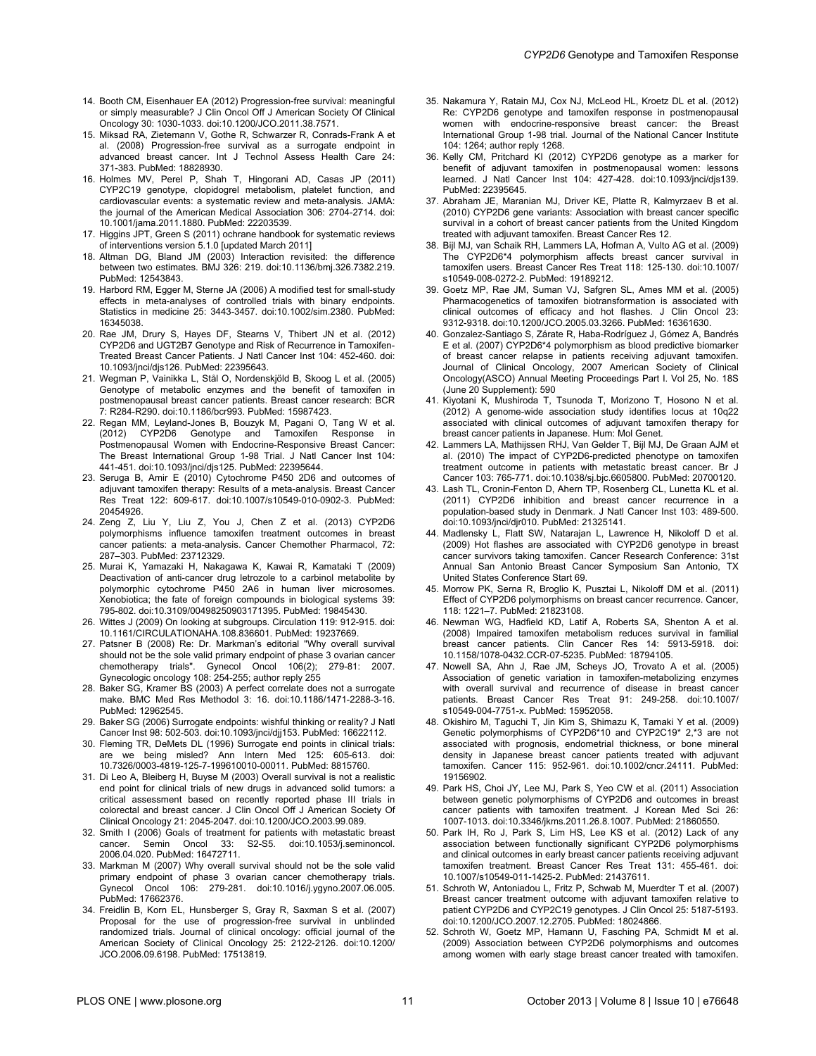14. Booth CM, Eisenhauer EA (2012) Progression-free survival: meaningful or simply measurable? J Clin Oncol Off J American Society Of Clinical Oncology 30: 1030-1033. doi:10.1200/JCO.2011.38.7571.
15. Miksad RA, Zietemann V, Gothe R, Schwarzer R, Conrads-Frank A et al. (2008) Progression-free survival as a surrogate endpoint in advanced breast cancer. Int J Technol Assess Health Care 24: 371-383. PubMed: 18828930.
16. Holmes MV, Perel P, Shah T, Hingorani AD, Casas JP (2011) CYP2C19 genotype, clopidogrel metabolism, platelet function, and cardiovascular events: a systematic review and meta-analysis. JAMA: the journal of the American Medical Association 306: 2704-2714. doi: 10.1001/jama.2011.1880. PubMed: 22203539.
17. Higgins JPT, Green S (2011) ochrane handbook for systematic reviews of interventions version 5.1.0 [updated March 2011]
18. Altman DG, Bland JM (2003) Interaction revisited: the difference between two estimates. BMJ 326: 219. doi:10.1136/bmj.326.7382.219. PubMed: 12543843.
19. Harbord RM, Egger M, Sterne JA (2006) A modified test for small-study effects in meta-analyses of controlled trials with binary endpoints. Statistics in medicine 25: 3443-3457. doi:10.1002/sim.2380. PubMed: 16345038.
20. Rae JM, Drury S, Hayes DF, Stearns V, Thibert JN et al. (2012) CYP2D6 and UGT2B7 Genotype and Risk of Recurrence in Tamoxifen-Treated Breast Cancer Patients. J Natl Cancer Inst 104: 452-460. doi: 10.1093/jnci/djs126. PubMed: 22395643.
21. Wegman P, Vainikka L, Stål O, Nordenskjöld B, Skoog L et al. (2005) Genotype of metabolic enzymes and the benefit of tamoxifen in postmenopausal breast cancer patients. Breast cancer research: BCR 7: R284-R290. doi:10.1186/bcr993. PubMed: 15987423.
22. Regan MM, Leyland-Jones B, Bouzyk M, Pagani O, Tang W et al. (2012) CYP2D6 Genotype and Tamoxifen Response in Postmenopausal Women with Endocrine-Responsive Breast Cancer: The Breast International Group 1-98 Trial. J Natl Cancer Inst 104: 441-451. doi:10.1093/jnci/djs125. PubMed: 22395644.
23. Seruga B, Amir E (2010) Cytochrome P450 2D6 and outcomes of adjuvant tamoxifen therapy: Results of a meta-analysis. Breast Cancer Res Treat 122: 609-617. doi:10.1007/s10549-010-0902-3. PubMed: 20454926.
24. Zeng Z, Liu Y, Liu Z, You J, Chen Z et al. (2013) CYP2D6 polymorphisms influence tamoxifen treatment outcomes in breast cancer patients: a meta-analysis. Cancer Chemother Pharmacol, 72: 287–303. PubMed: 23712329.
25. Murai K, Yamazaki H, Nakagawa K, Kawai R, Kamataki T (2009) Deactivation of anti-cancer drug letrozole to a carbinol metabolite by polymorphic cytochrome P450 2A6 in human liver microsomes. Xenobiotica; the fate of foreign compounds in biological systems 39: 795-802. doi:10.3109/00498250903171395. PubMed: 19845430.
26. Wittes J (2009) On looking at subgroups. Circulation 119: 912-915. doi: 10.1161/CIRCULATIONAHA.108.836601. PubMed: 19237669.
27. Patsner B (2008) Re: Dr. Markman's editorial "Why overall survival should not be the sole valid primary endpoint of phase 3 ovarian cancer chemotherapy trials". Gynecol Oncol 106(2); 279-81: 2007. Gynecologic oncology 108: 254-255; author reply 255
28. Baker SG, Kramer BS (2003) A perfect correlate does not a surrogate make. BMC Med Res Methodol 3: 16. doi:10.1186/1471-2288-3-16. PubMed: 12962545.
29. Baker SG (2006) Surrogate endpoints: wishful thinking or reality? J Natl Cancer Inst 98: 502-503. doi:10.1093/jnci/djj153. PubMed: 16622112.
30. Fleming TR, DeMets DL (1996) Surrogate end points in clinical trials: are we being misled? Ann Intern Med 125: 605-613. doi: 10.7326/0003-4819-125-7-199610010-00011. PubMed: 8815760.
31. Di Leo A, Bleiberg H, Buyse M (2003) Overall survival is not a realistic end point for clinical trials of new drugs in advanced solid tumors: a critical assessment based on recently reported phase III trials in colorectal and breast cancer. J Clin Oncol Off J American Society Of Clinical Oncology 21: 2045-2047. doi:10.1200/JCO.2003.99.089.
32. Smith I (2006) Goals of treatment for patients with metastatic breast cancer. Semin Oncol 33: S2-S5. doi:10.1053/j.seminoncol.2006.04.020. PubMed: 16472711.
33. Markman M (2007) Why overall survival should not be the sole valid primary endpoint of phase 3 ovarian cancer chemotherapy trials. Gynecol Oncol 106: 279-281. doi:10.1016/j.ygyno.2007.06.005. PubMed: 17662376.
34. Freidlin B, Korn EL, Hunsberger S, Gray R, Saxman S et al. (2007) Proposal for the use of progression-free survival in unblinded randomized trials. Journal of clinical oncology: official journal of the American Society of Clinical Oncology 25: 2122-2126. doi:10.1200/JCO.2006.09.6198. PubMed: 17513819.
35. Nakamura Y, Ratain MJ, Cox NJ, McLeod HL, Kroetz DL et al. (2012) Re: CYP2D6 genotype and tamoxifen response in postmenopausal women with endocrine-responsive breast cancer: the Breast International Group 1-98 trial. Journal of the National Cancer Institute 104: 1264; author reply 1268.
36. Kelly CM, Pritchard KI (2012) CYP2D6 genotype as a marker for benefit of adjuvant tamoxifen in postmenopausal women: lessons learned. J Natl Cancer Inst 104: 427-428. doi:10.1093/jnci/djs139. PubMed: 22395645.
37. Abraham JE, Maranian MJ, Driver KE, Platte R, Kalmyrzaev B et al. (2010) CYP2D6 gene variants: Association with breast cancer specific survival in a cohort of breast cancer patients from the United Kingdom treated with adjuvant tamoxifen. Breast Cancer Res 12.
38. Bijl MJ, van Schaik RH, Lammers LA, Hofman A, Vulto AG et al. (2009) The CYP2D6*4 polymorphism affects breast cancer survival in tamoxifen users. Breast Cancer Res Treat 118: 125-130. doi:10.1007/s10549-008-0272-2. PubMed: 19189212.
39. Goetz MP, Rae JM, Suman VJ, Safgren SL, Ames MM et al. (2005) Pharmacogenetics of tamoxifen biotransformation is associated with clinical outcomes of efficacy and hot flashes. J Clin Oncol 23: 9312-9318. doi:10.1200/JCO.2005.03.3266. PubMed: 16361630.
40. Gonzalez-Santiago S, Zárate R, Haba-Rodríguez J, Gómez A, Bandrés E et al. (2007) CYP2D6*4 polymorphism as blood predictive biomarker of breast cancer relapse in patients receiving adjuvant tamoxifen. Journal of Clinical Oncology, 2007 American Society of Clinical Oncology(ASCO) Annual Meeting Proceedings Part I. Vol 25, No. 18S (June 20 Supplement): 590
41. Kiyotani K, Mushiroda T, Tsunoda T, Morizono T, Hosono N et al. (2012) A genome-wide association study identifies locus at 10q22 associated with clinical outcomes of adjuvant tamoxifen therapy for breast cancer patients in Japanese. Hum: Mol Genet.
42. Lammers LA, Mathijssen RHJ, Van Gelder T, Bijl MJ, De Graan AJM et al. (2010) The impact of CYP2D6-predicted phenotype on tamoxifen treatment outcome in patients with metastatic breast cancer. Br J Cancer 103: 765-771. doi:10.1038/sj.bjc.6605800. PubMed: 20700120.
43. Lash TL, Cronin-Fenton D, Ahern TP, Rosenberg CL, Lunetta KL et al. (2011) CYP2D6 inhibition and breast cancer recurrence in a population-based study in Denmark. J Natl Cancer Inst 103: 489-500. doi:10.1093/jnci/djr010. PubMed: 21325141.
44. Madlensky L, Flatt SW, Natarajan L, Lawrence H, Nikoloff D et al. (2009) Hot flashes are associated with CYP2D6 genotype in breast cancer survivors taking tamoxifen. Cancer Research Conference: 31st Annual San Antonio Breast Cancer Symposium San Antonio, TX United States Conference Start 69.
45. Morrow PK, Serna R, Broglio K, Pusztai L, Nikoloff DM et al. (2011) Effect of CYP2D6 polymorphisms on breast cancer recurrence. Cancer, 118: 1221–7. PubMed: 21823108.
46. Newman WG, Hadfield KD, Latif A, Roberts SA, Shenton A et al. (2008) Impaired tamoxifen metabolism reduces survival in familial breast cancer patients. Clin Cancer Res 14: 5913-5918. doi: 10.1158/1078-0432.CCR-07-5235. PubMed: 18794105.
47. Nowell SA, Ahn J, Rae JM, Scheys JO, Trovato A et al. (2005) Association of genetic variation in tamoxifen-metabolizing enzymes with overall survival and recurrence of disease in breast cancer patients. Breast Cancer Res Treat 91: 249-258. doi:10.1007/s10549-004-7751-x. PubMed: 15952058.
48. Okishiro M, Taguchi T, Jin Kim S, Shimazu K, Tamaki Y et al. (2009) Genetic polymorphisms of CYP2D6*10 and CYP2C19* 2,*3 are not associated with prognosis, endometrial thickness, or bone mineral density in Japanese breast cancer patients treated with adjuvant tamoxifen. Cancer 115: 952-961. doi:10.1002/cncr.24111. PubMed: 19156902.
49. Park HS, Choi JY, Lee MJ, Park S, Yeo CW et al. (2011) Association between genetic polymorphisms of CYP2D6 and outcomes in breast cancer patients with tamoxifen treatment. J Korean Med Sci 26: 1007-1013. doi:10.3346/jkms.2011.26.8.1007. PubMed: 21860550.
50. Park IH, Ro J, Park S, Lim HS, Lee KS et al. (2012) Lack of any association between functionally significant CYP2D6 polymorphisms and clinical outcomes in early breast cancer patients receiving adjuvant tamoxifen treatment. Breast Cancer Res Treat 131: 455-461. doi: 10.1007/s10549-011-1425-2. PubMed: 21437611.
51. Schroth W, Antoniadou L, Fritz P, Schwab M, Muerdter T et al. (2007) Breast cancer treatment outcome with adjuvant tamoxifen relative to patient CYP2D6 and CYP2C19 genotypes. J Clin Oncol 25: 5187-5193. doi:10.1200/JCO.2007.12.2705. PubMed: 18024866.
52. Schroth W, Goetz MP, Hamann U, Fasching PA, Schmidt M et al. (2009) Association between CYP2D6 polymorphisms and outcomes among women with early stage breast cancer treated with tamoxifen.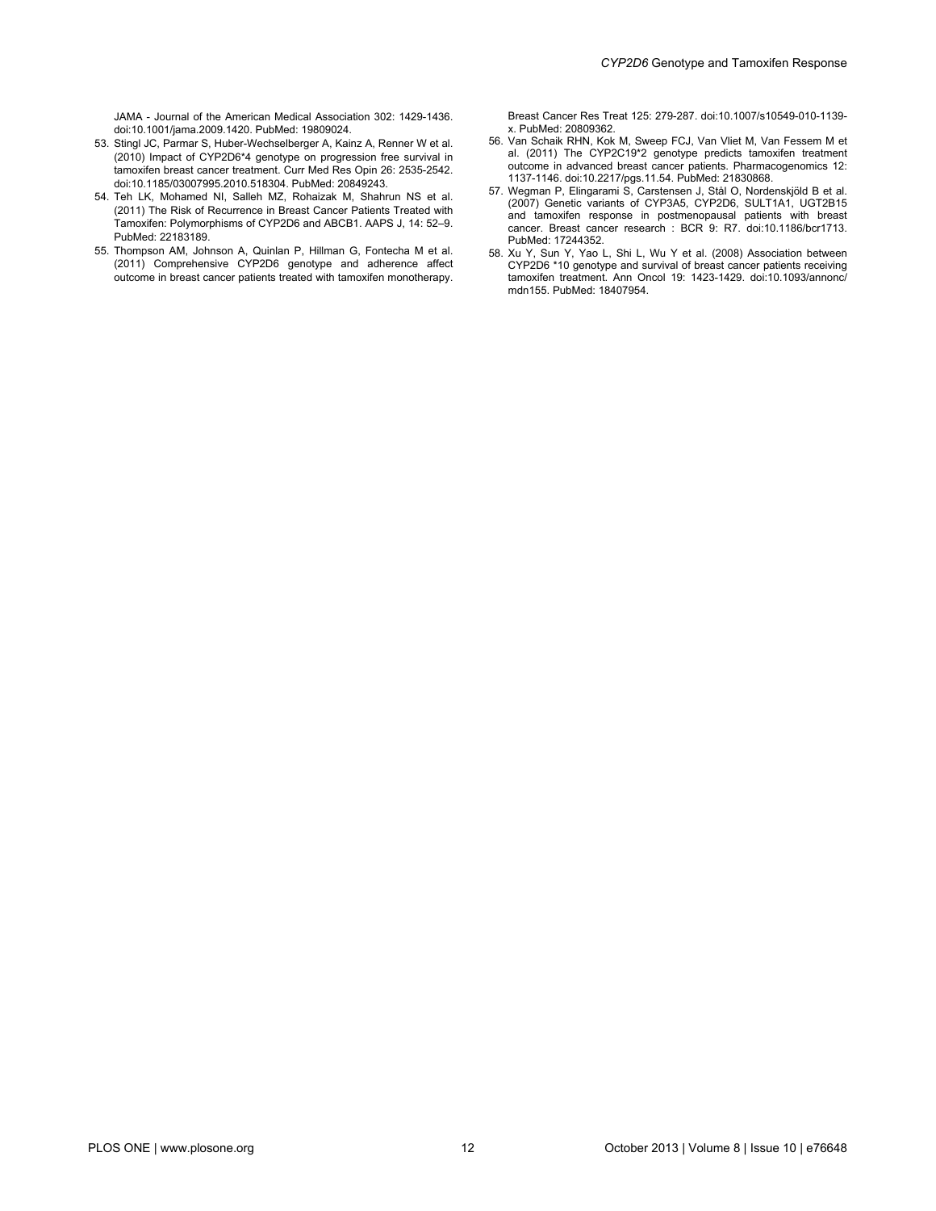JAMA - Journal of the American Medical Association 302: 1429-1436. doi:10.1001/jama.2009.1420. PubMed: 19809024.

53. Stingl JC, Parmar S, Huber-Wechselberger A, Kainz A, Renner W et al. (2010) Impact of CYP2D6*4 genotype on progression free survival in tamoxifen breast cancer treatment. Curr Med Res Opin 26: 2535-2542. doi:10.1185/03007995.2010.518304. PubMed: 20849243.
54. Teh LK, Mohamed NI, Salleh MZ, Rohaizak M, Shahrun NS et al. (2011) The Risk of Recurrence in Breast Cancer Patients Treated with Tamoxifen: Polymorphisms of CYP2D6 and ABCB1. AAPS J, 14: 52–9. PubMed: 22183189.
55. Thompson AM, Johnson A, Quinlan P, Hillman G, Fontecha M et al. (2011) Comprehensive CYP2D6 genotype and adherence affect outcome in breast cancer patients treated with tamoxifen monotherapy. Breast Cancer Res Treat 125: 279-287. doi:10.1007/s10549-010-1139-x. PubMed: 20809362.
56. Van Schaik RHN, Kok M, Sweep FCJ, Van Vliet M, Van Fessem M et al. (2011) The CYP2C19*2 genotype predicts tamoxifen treatment outcome in advanced breast cancer patients. Pharmacogenomics 12: 1137-1146. doi:10.2217/pgs.11.54. PubMed: 21830868.
57. Wegman P, Elingarami S, Carstensen J, Stål O, Nordenskjöld B et al. (2007) Genetic variants of CYP3A5, CYP2D6, SULT1A1, UGT2B15 and tamoxifen response in postmenopausal patients with breast cancer. Breast cancer research : BCR 9: R7. doi:10.1186/bcr1713. PubMed: 17244352.
58. Xu Y, Sun Y, Yao L, Shi L, Wu Y et al. (2008) Association between CYP2D6 *10 genotype and survival of breast cancer patients receiving tamoxifen treatment. Ann Oncol 19: 1423-1429. doi:10.1093/annonc/mdn155. PubMed: 18407954.